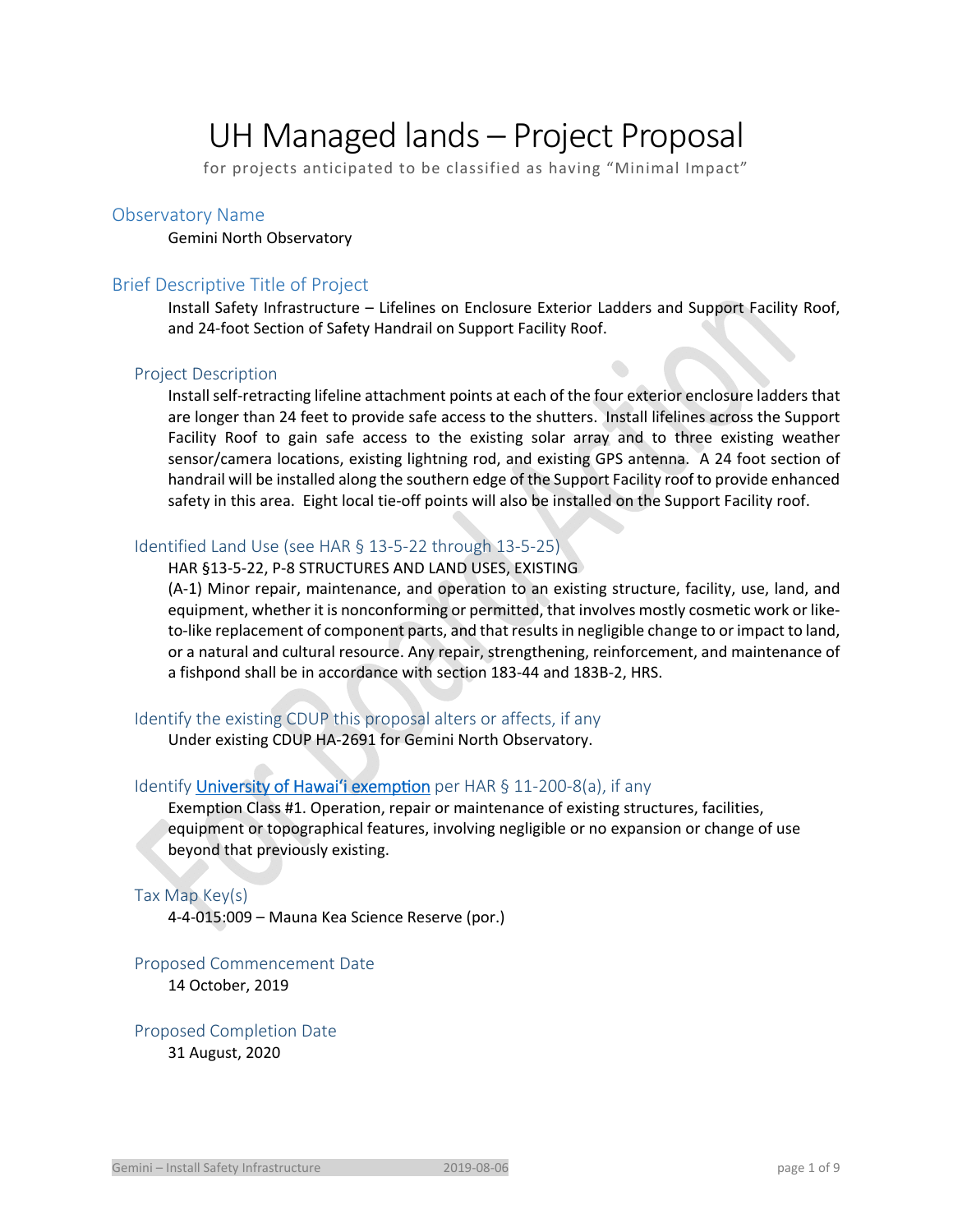# UH Managed lands – Project Proposal

for projects anticipated to be classified as having "Minimal Impact"

## Observatory Name

Gemini North Observatory

## Brief Descriptive Title of Project

Install Safety Infrastructure – Lifelines on Enclosure Exterior Ladders and Support Facility Roof, and 24-foot Section of Safety Handrail on Support Facility Roof.

### Project Description

Install self-retracting lifeline attachment points at each of the four exterior enclosure ladders that are longer than 24 feet to provide safe access to the shutters. Install lifelines across the Support Facility Roof to gain safe access to the existing solar array and to three existing weather sensor/camera locations, existing lightning rod, and existing GPS antenna. A 24 foot section of handrail will be installed along the southern edge of the Support Facility roof to provide enhanced safety in this area. Eight local tie-off points will also be installed on the Support Facility roof.

### Identified Land Use (see HAR § 13-5-22 through 13-5-25)

HAR §13-5-22, P-8 STRUCTURES AND LAND USES, EXISTING

(A-1) Minor repair, maintenance, and operation to an existing structure, facility, use, land, and equipment, whether it is nonconforming or permitted, that involves mostly cosmetic work or like-to-like replacement of component parts, and that results in negligible change to or impact to land, or a natural and cultural resource. Any repair, strengthening, reinforcement, and maintenance of a fishpond shall be in accordance with section 183-44 and 183B-2, HRS.

### Identify the existing CDUP this proposal alters or affects, if any

Under existing CDUP HA-2691 for Gemini North Observatory.

### Identify University of Hawaiʻi exemption per HAR § 11-200-8(a), if any

Exemption Class #1. Operation, repair or maintenance of existing structures, facilities, equipment or topographical features, involving negligible or no expansion or change of use beyond that previously existing.

### Tax Map Key(s)

4-4-015:009 – Mauna Kea Science Reserve (por.)

### Proposed Commencement Date

14 October, 2019

### Proposed Completion Date

31 August, 2020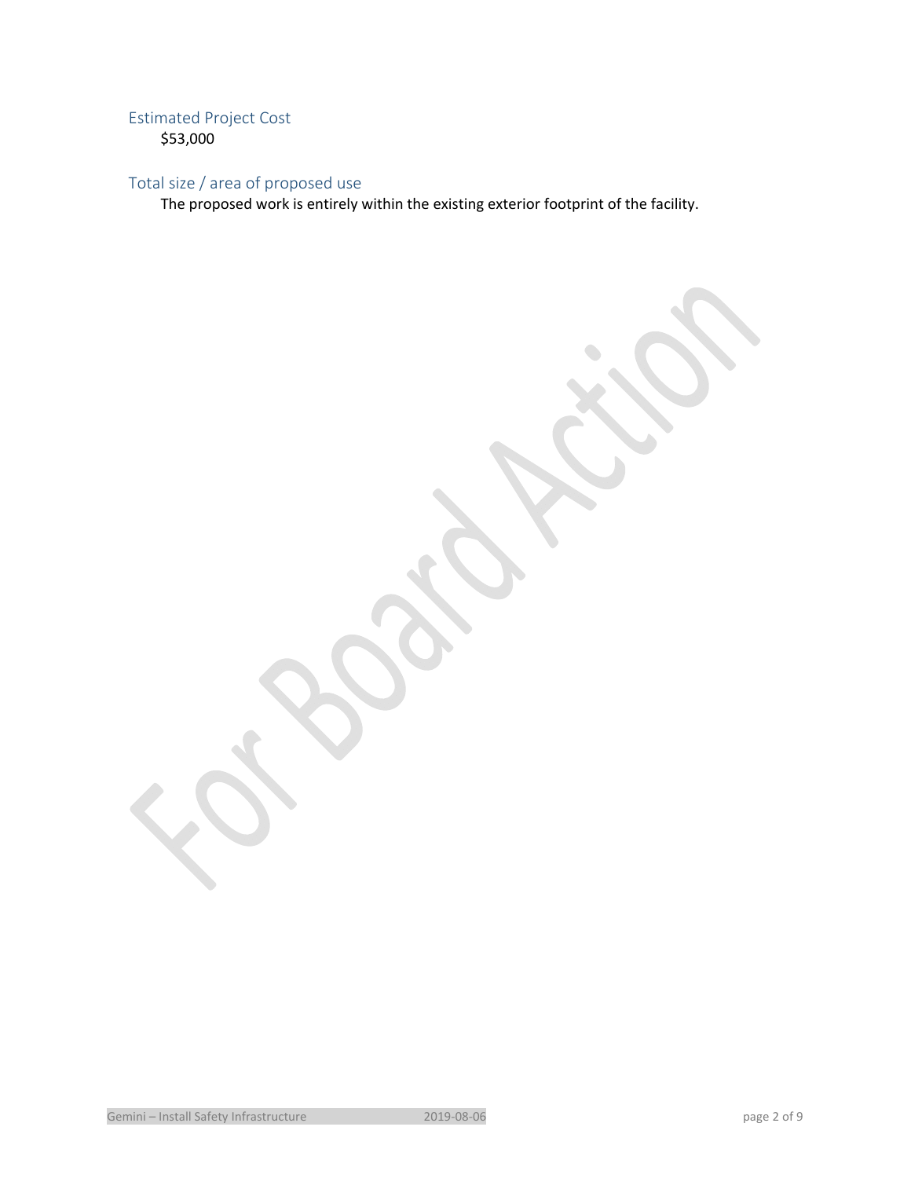### Estimated Project Cost

$53,000

### Total size / area of proposed use

The proposed work is entirely within the existing exterior footprint of the facility.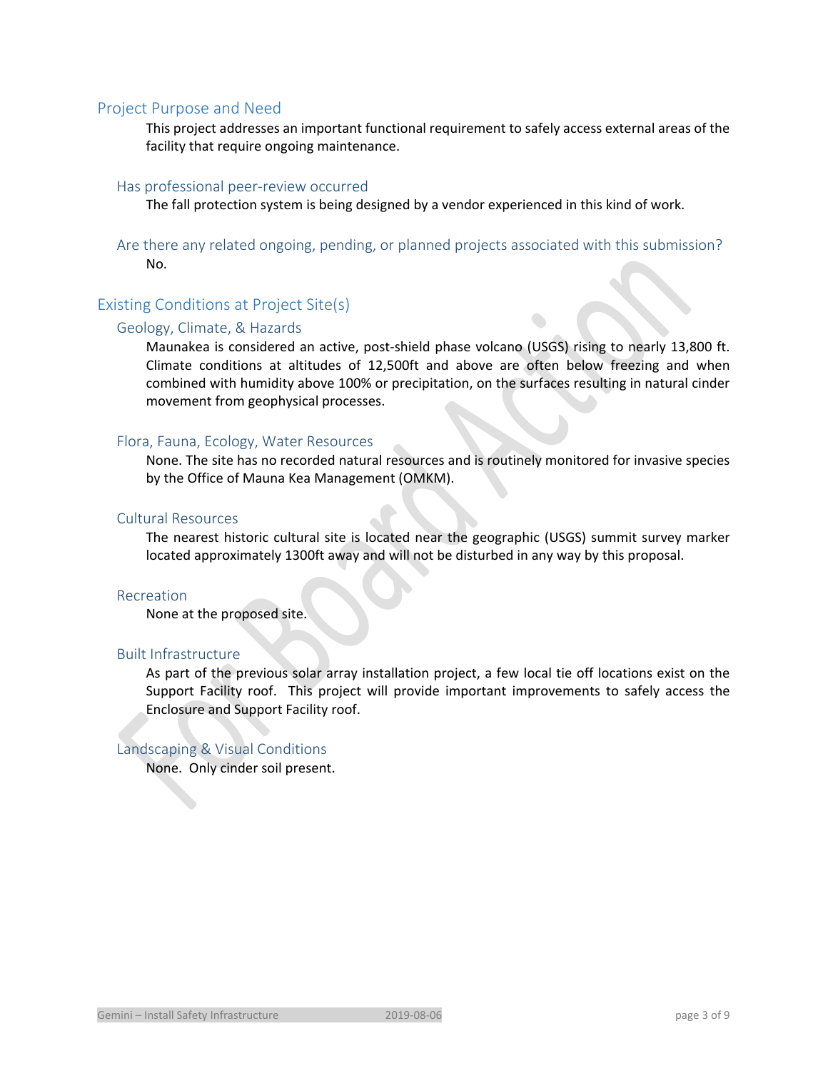## Project Purpose and Need

This project addresses an important functional requirement to safely access external areas of the facility that require ongoing maintenance.

### Has professional peer-review occurred

The fall protection system is being designed by a vendor experienced in this kind of work.

### Are there any related ongoing, pending, or planned projects associated with this submission?

No.

## Existing Conditions at Project Site(s)

### Geology, Climate, & Hazards

Maunakea is considered an active, post-shield phase volcano (USGS) rising to nearly 13,800 ft. Climate conditions at altitudes of 12,500ft and above are often below freezing and when combined with humidity above 100% or precipitation, on the surfaces resulting in natural cinder movement from geophysical processes.

### Flora, Fauna, Ecology, Water Resources

None. The site has no recorded natural resources and is routinely monitored for invasive species by the Office of Mauna Kea Management (OMKM).

### Cultural Resources

The nearest historic cultural site is located near the geographic (USGS) summit survey marker located approximately 1300ft away and will not be disturbed in any way by this proposal.

### Recreation

None at the proposed site.

### Built Infrastructure

As part of the previous solar array installation project, a few local tie off locations exist on the Support Facility roof. This project will provide important improvements to safely access the Enclosure and Support Facility roof.

### Landscaping & Visual Conditions

None. Only cinder soil present.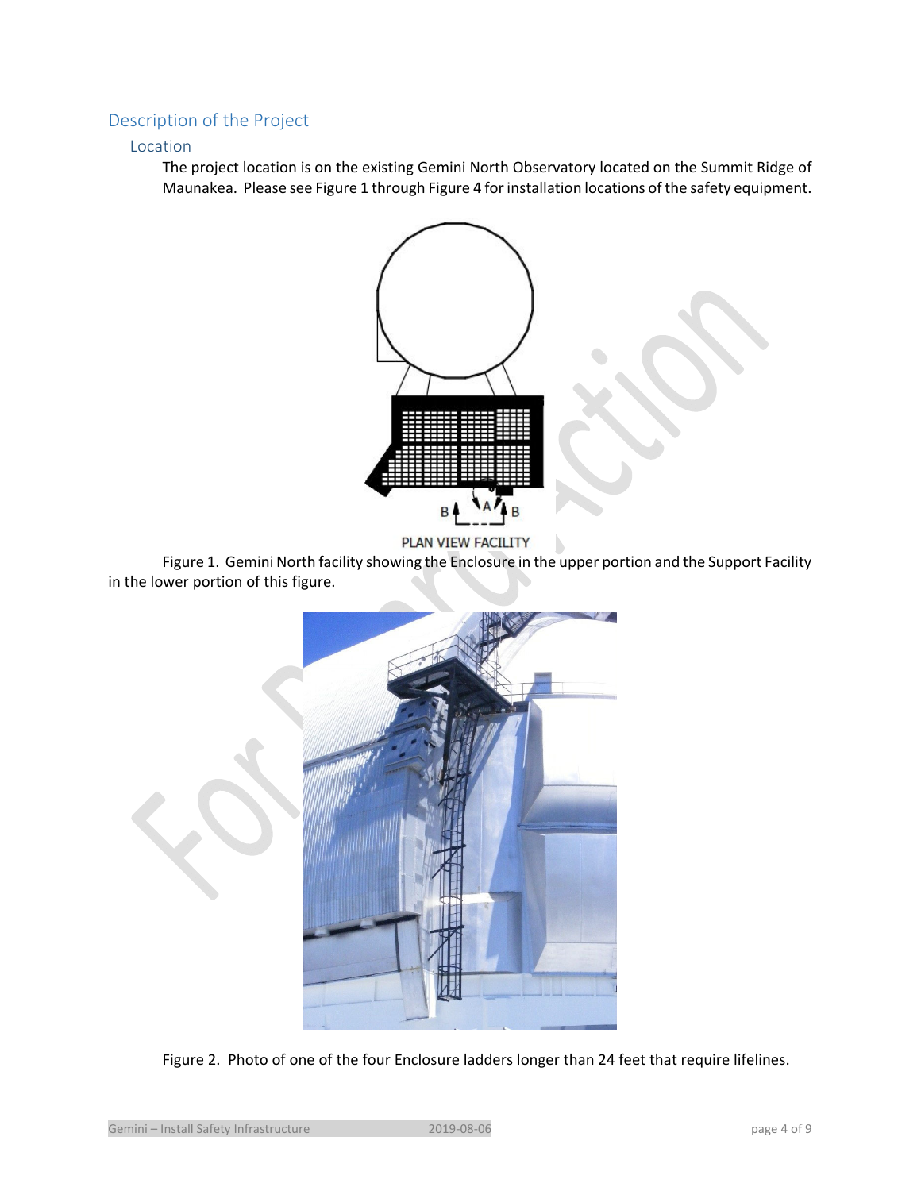## Description of the Project

### Location

The project location is on the existing Gemini North Observatory located on the Summit Ridge of Maunakea. Please see Figure 1 through Figure 4 for installation locations of the safety equipment.

PLAN VIEW FACILITY

Figure 1. Gemini North facility showing the Enclosure in the upper portion and the Support Facility in the lower portion of this figure.

Figure 2. Photo of one of the four Enclosure ladders longer than 24 feet that require lifelines.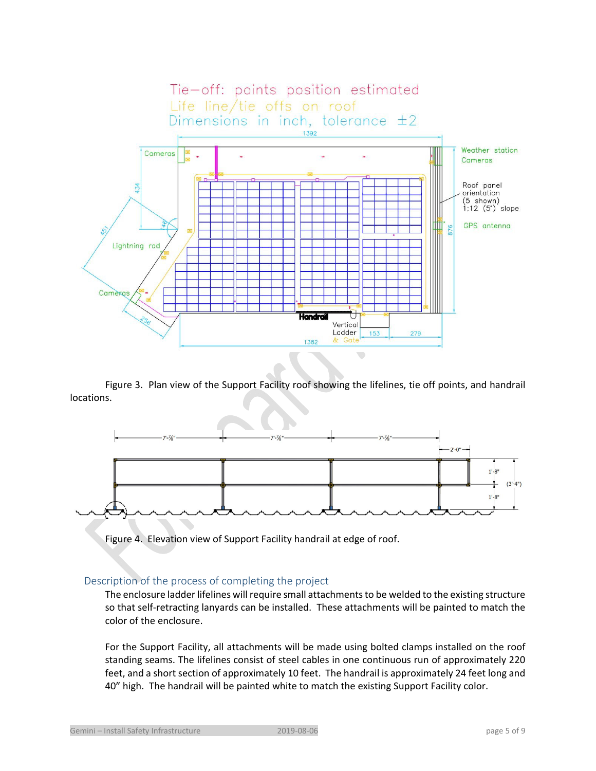Figure 3. Plan view of the Support Facility roof showing the lifelines, tie off points, and handrail locations.

Figure 4. Elevation view of Support Facility handrail at edge of roof.

## Description of the process of completing the project

The enclosure ladder lifelines will require small attachments to be welded to the existing structure so that self-retracting lanyards can be installed. These attachments will be painted to match the color of the enclosure.

For the Support Facility, all attachments will be made using bolted clamps installed on the roof standing seams. The lifelines consist of steel cables in one continuous run of approximately 220 feet, and a short section of approximately 10 feet. The handrail is approximately 24 feet long and 40" high. The handrail will be painted white to match the existing Support Facility color.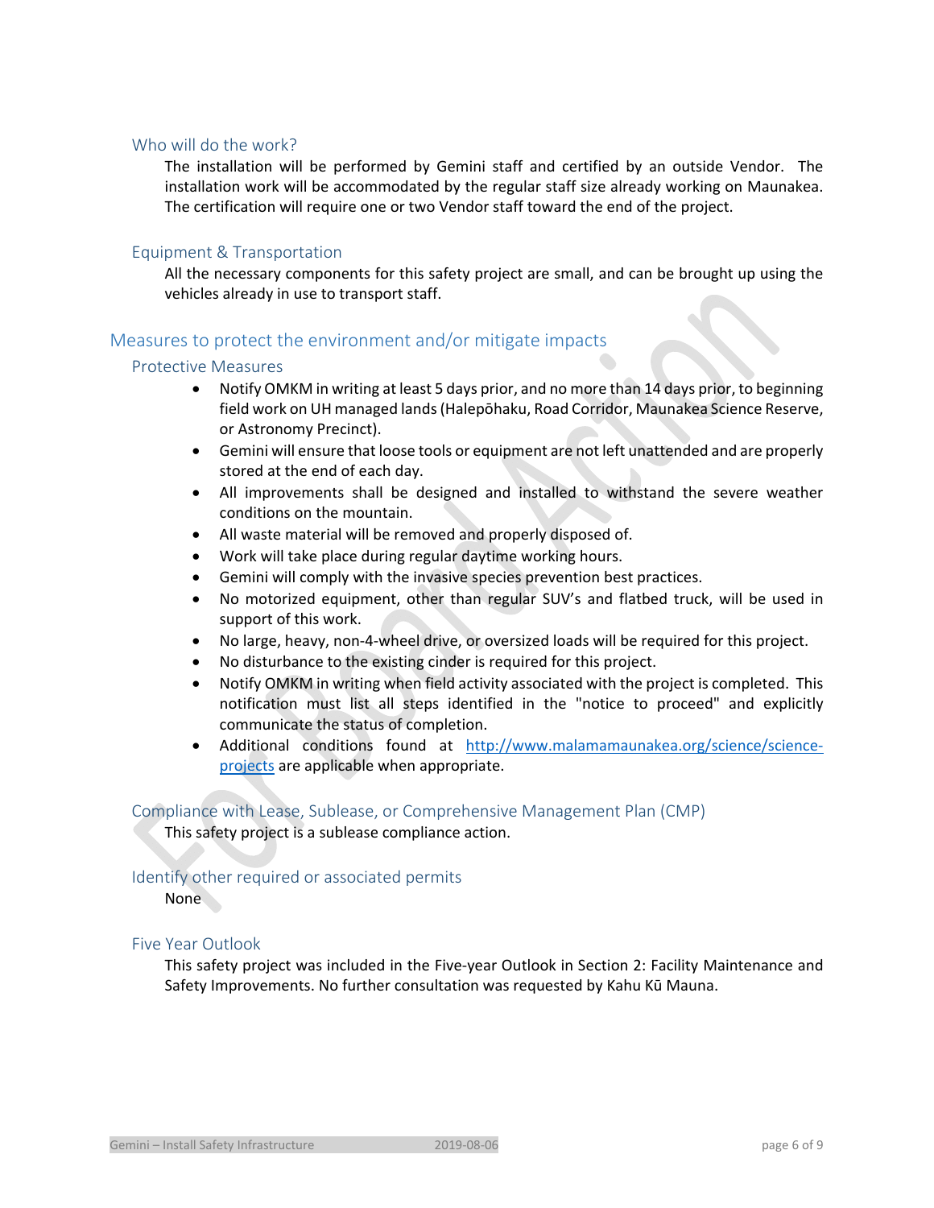### Who will do the work?

The installation will be performed by Gemini staff and certified by an outside Vendor. The installation work will be accommodated by the regular staff size already working on Maunakea. The certification will require one or two Vendor staff toward the end of the project.

### Equipment & Transportation

All the necessary components for this safety project are small, and can be brought up using the vehicles already in use to transport staff.

## Measures to protect the environment and/or mitigate impacts

### Protective Measures

- Notify OMKM in writing at least 5 days prior, and no more than 14 days prior, to beginning field work on UH managed lands (Halepōhaku, Road Corridor, Maunakea Science Reserve, or Astronomy Precinct).
- Gemini will ensure that loose tools or equipment are not left unattended and are properly stored at the end of each day.
- All improvements shall be designed and installed to withstand the severe weather conditions on the mountain.
- All waste material will be removed and properly disposed of.
- Work will take place during regular daytime working hours.
- Gemini will comply with the invasive species prevention best practices.
- No motorized equipment, other than regular SUV's and flatbed truck, will be used in support of this work.
- No large, heavy, non-4-wheel drive, or oversized loads will be required for this project.
- No disturbance to the existing cinder is required for this project.
- Notify OMKM in writing when field activity associated with the project is completed. This notification must list all steps identified in the "notice to proceed" and explicitly communicate the status of completion.
- Additional conditions found at [http://www.malamamaunakea.org/science/science-projects](http://www.malamamaunakea.org/science/science-projects) are applicable when appropriate.

### Compliance with Lease, Sublease, or Comprehensive Management Plan (CMP)

This safety project is a sublease compliance action.

### Identify other required or associated permits

None

### Five Year Outlook

This safety project was included in the Five-year Outlook in Section 2: Facility Maintenance and Safety Improvements. No further consultation was requested by Kahu Kū Mauna.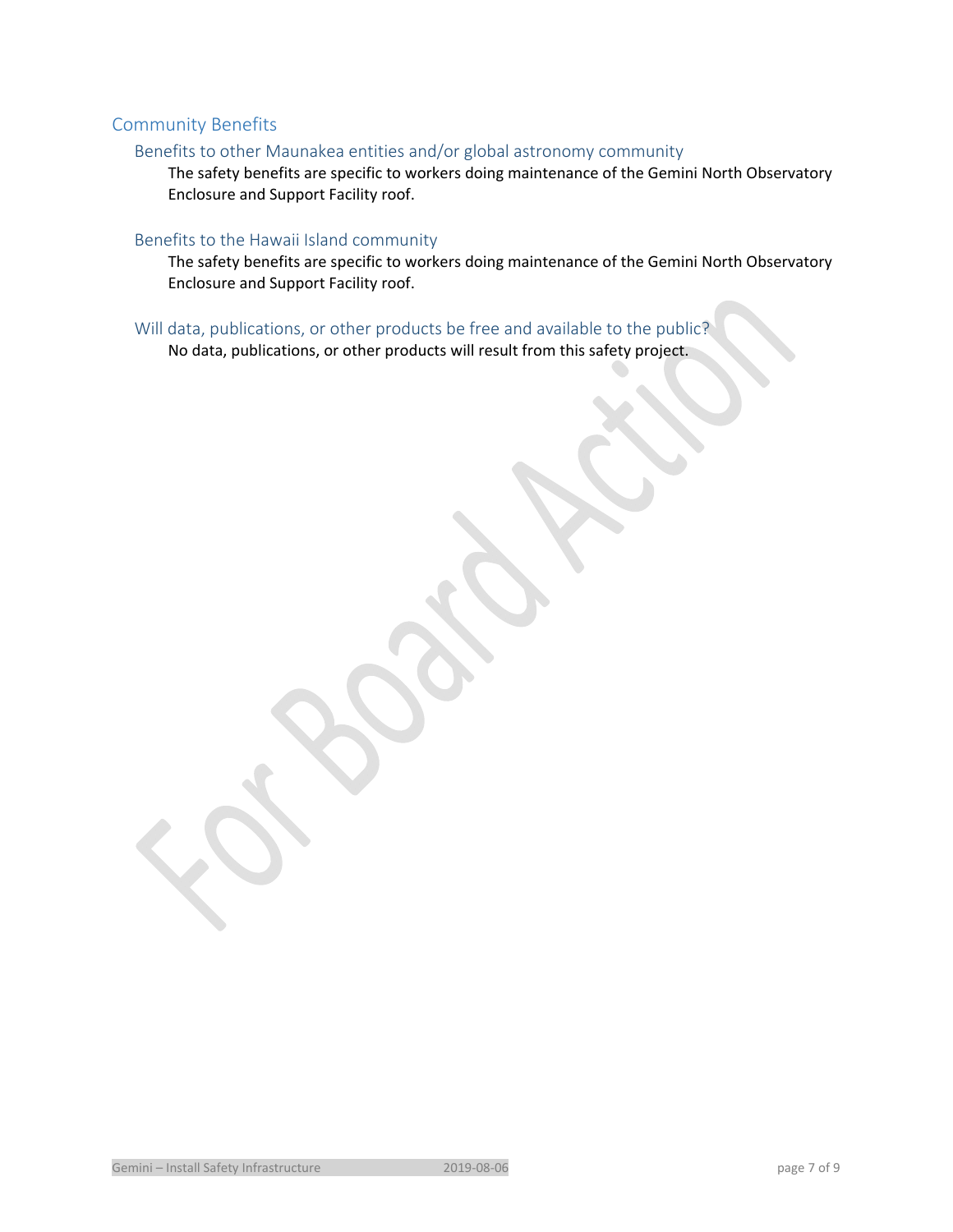## Community Benefits

### Benefits to other Maunakea entities and/or global astronomy community

The safety benefits are specific to workers doing maintenance of the Gemini North Observatory Enclosure and Support Facility roof.

### Benefits to the Hawaii Island community

The safety benefits are specific to workers doing maintenance of the Gemini North Observatory Enclosure and Support Facility roof.

### Will data, publications, or other products be free and available to the public?

No data, publications, or other products will result from this safety project.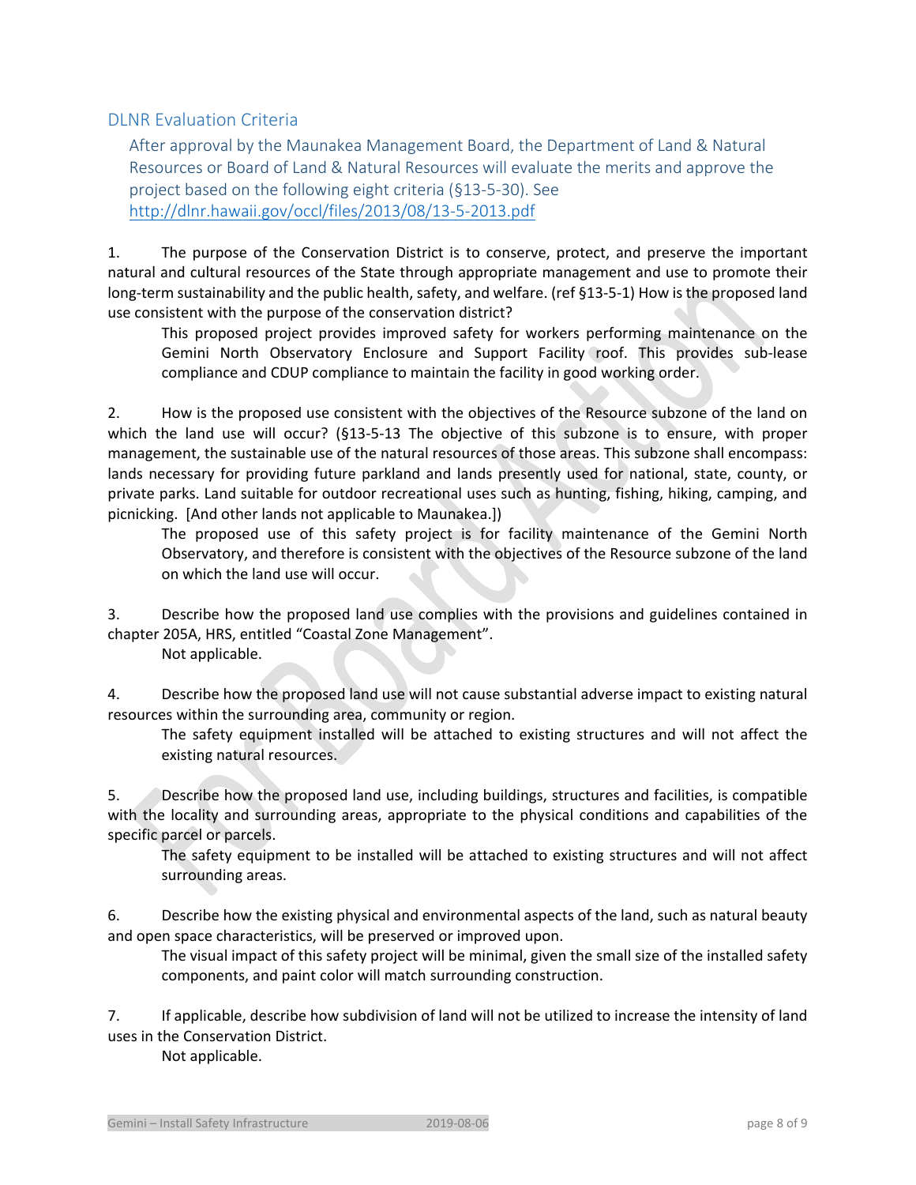## DLNR Evaluation Criteria

After approval by the Maunakea Management Board, the Department of Land & Natural Resources or Board of Land & Natural Resources will evaluate the merits and approve the project based on the following eight criteria (§13-5-30). See http://dlnr.hawaii.gov/occl/files/2013/08/13-5-2013.pdf

1. The purpose of the Conservation District is to conserve, protect, and preserve the important natural and cultural resources of the State through appropriate management and use to promote their long-term sustainability and the public health, safety, and welfare. (ref §13-5-1) How is the proposed land use consistent with the purpose of the conservation district?

   This proposed project provides improved safety for workers performing maintenance on the Gemini North Observatory Enclosure and Support Facility roof. This provides sub-lease compliance and CDUP compliance to maintain the facility in good working order.

2. How is the proposed use consistent with the objectives of the Resource subzone of the land on which the land use will occur? (§13-5-13 The objective of this subzone is to ensure, with proper management, the sustainable use of the natural resources of those areas. This subzone shall encompass: lands necessary for providing future parkland and lands presently used for national, state, county, or private parks. Land suitable for outdoor recreational uses such as hunting, fishing, hiking, camping, and picnicking. [And other lands not applicable to Maunakea.])

   The proposed use of this safety project is for facility maintenance of the Gemini North Observatory, and therefore is consistent with the objectives of the Resource subzone of the land on which the land use will occur.

3. Describe how the proposed land use complies with the provisions and guidelines contained in chapter 205A, HRS, entitled "Coastal Zone Management".

   Not applicable.

4. Describe how the proposed land use will not cause substantial adverse impact to existing natural resources within the surrounding area, community or region.

   The safety equipment installed will be attached to existing structures and will not affect the existing natural resources.

5. Describe how the proposed land use, including buildings, structures and facilities, is compatible with the locality and surrounding areas, appropriate to the physical conditions and capabilities of the specific parcel or parcels.

   The safety equipment to be installed will be attached to existing structures and will not affect surrounding areas.

6. Describe how the existing physical and environmental aspects of the land, such as natural beauty and open space characteristics, will be preserved or improved upon.

   The visual impact of this safety project will be minimal, given the small size of the installed safety components, and paint color will match surrounding construction.

7. If applicable, describe how subdivision of land will not be utilized to increase the intensity of land uses in the Conservation District.

   Not applicable.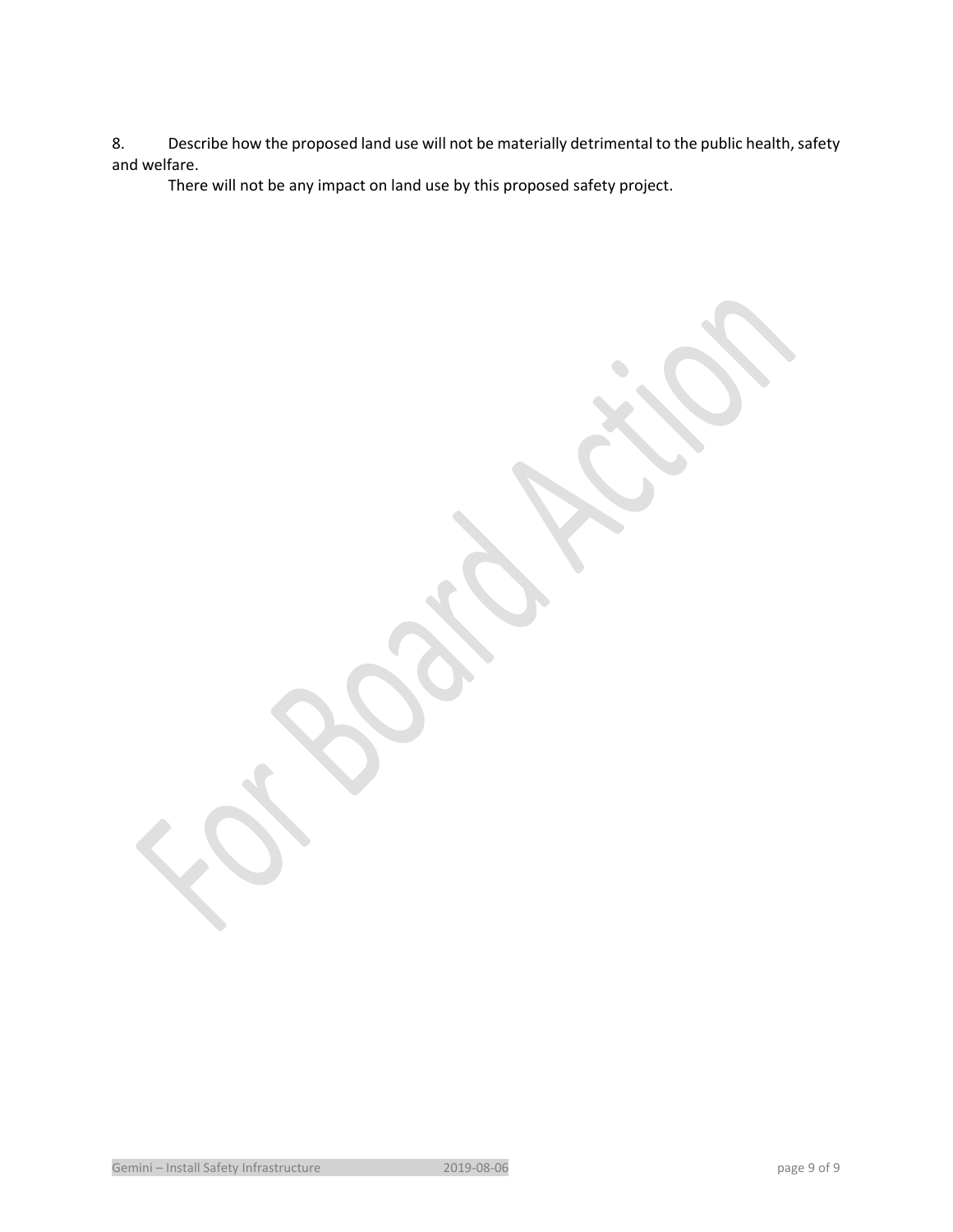8. Describe how the proposed land use will not be materially detrimental to the public health, safety and welfare.

There will not be any impact on land use by this proposed safety project.